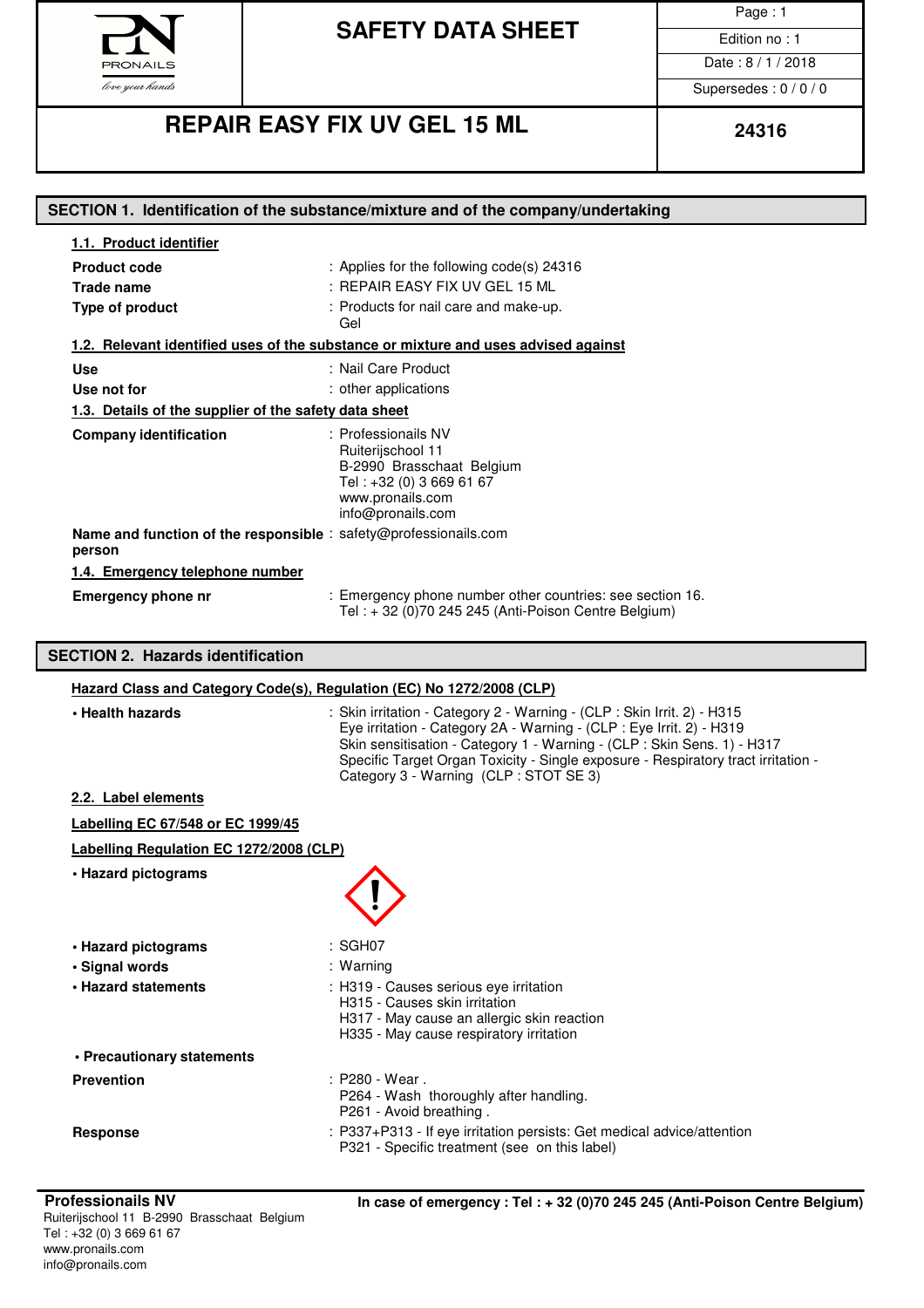# SAFETY DATA SHEET

Page : 1
Edition no : 1
Date : 8 / 1 / 2018
Supersedes : 0 / 0 / 0

## REPAIR EASY FIX UV GEL 15 ML

**24316**

## SECTION 1. Identification of the substance/mixture and of the company/undertaking

### 1.1. Product identifier

**Product code** : Applies for the following code(s) 24316

**Trade name** : REPAIR EASY FIX UV GEL 15 ML

**Type of product** : Products for nail care and make-up.
Gel

### 1.2. Relevant identified uses of the substance or mixture and uses advised against

**Use** : Nail Care Product

**Use not for** : other applications

### 1.3. Details of the supplier of the safety data sheet

**Company identification** : Professionails NV
Ruiterijschool 11
B-2990 Brasschaat Belgium
Tel : +32 (0) 3 669 61 67
www.pronails.com
info@pronails.com

**Name and function of the responsible person** : safety@professionails.com

### 1.4. Emergency telephone number

**Emergency phone nr** : Emergency phone number other countries: see section 16.
Tel : + 32 (0)70 245 245 (Anti-Poison Centre Belgium)

## SECTION 2. Hazards identification

### Hazard Class and Category Code(s), Regulation (EC) No 1272/2008 (CLP)

**• Health hazards** : Skin irritation - Category 2 - Warning - (CLP : Skin Irrit. 2) - H315
Eye irritation - Category 2A - Warning - (CLP : Eye Irrit. 2) - H319
Skin sensitisation - Category 1 - Warning - (CLP : Skin Sens. 1) - H317
Specific Target Organ Toxicity - Single exposure - Respiratory tract irritation - Category 3 - Warning (CLP : STOT SE 3)

### 2.2. Label elements

### Labelling EC 67/548 or EC 1999/45

### Labelling Regulation EC 1272/2008 (CLP)

**• Hazard pictograms**

**• Hazard pictograms** : SGH07

**• Signal words** : Warning

**• Hazard statements** : H319 - Causes serious eye irritation
H315 - Causes skin irritation
H317 - May cause an allergic skin reaction
H335 - May cause respiratory irritation

**• Precautionary statements**

**Prevention** : P280 - Wear .
P264 - Wash thoroughly after handling.
P261 - Avoid breathing .

**Response** : P337+P313 - If eye irritation persists: Get medical advice/attention
P321 - Specific treatment (see on this label)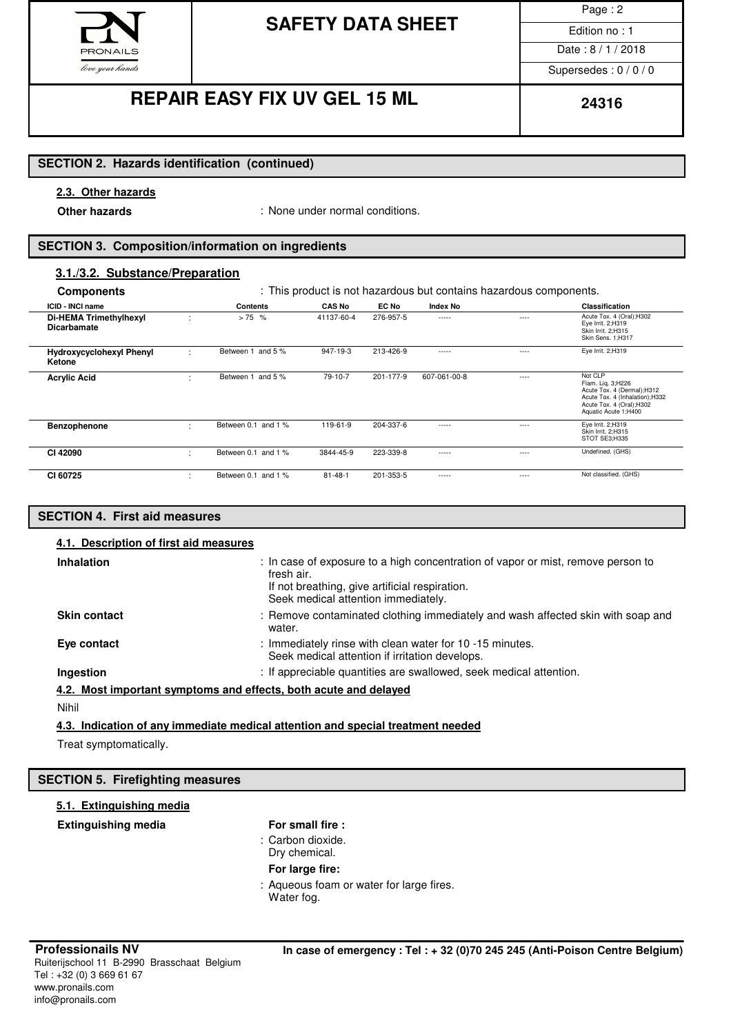## SECTION 2. Hazards identification (continued)

### 2.3. Other hazards

**Other hazards** : None under normal conditions.

## SECTION 3. Composition/information on ingredients

### 3.1./3.2. Substance/Preparation

**Components** : This product is not hazardous but contains hazardous components.

| ICID - INCI name | | Contents | CAS No | EC No | Index No | | Classification |
|---|---|---|---|---|---|---|---|
| **Di-HEMA Trimethylhexyl Dicarbamate** | : | > 75 % | 41137-60-4 | 276-957-5 | ----- | ---- | Acute Tox. 4 (Oral);H302<br>Eye Irrit. 2;H319<br>Skin Irrit. 2;H315<br>Skin Sens. 1;H317 |
| **Hydroxycyclohexyl Phenyl Ketone** | : | Between 1 and 5 % | 947-19-3 | 213-426-9 | ----- | ---- | Eye Irrit. 2;H319 |
| **Acrylic Acid** | : | Between 1 and 5 % | 79-10-7 | 201-177-9 | 607-061-00-8 | ---- | Not CLP<br>Flam. Liq. 3;H226<br>Acute Tox. 4 (Dermal);H312<br>Acute Tox. 4 (Inhalation);H332<br>Acute Tox. 4 (Oral);H302<br>Aquatic Acute 1;H400 |
| **Benzophenone** | : | Between 0.1 and 1 % | 119-61-9 | 204-337-6 | ----- | ---- | Eye Irrit. 2;H319<br>Skin Irrit. 2;H315<br>STOT SE3;H335 |
| **CI 42090** | : | Between 0.1 and 1 % | 3844-45-9 | 223-339-8 | ----- | ---- | Undefined. (GHS) |
| **CI 60725** | : | Between 0.1 and 1 % | 81-48-1 | 201-353-5 | ----- | ---- | Not classified. (GHS) |

## SECTION 4. First aid measures

### 4.1. Description of first aid measures

**Inhalation** : In case of exposure to a high concentration of vapor or mist, remove person to fresh air.
If not breathing, give artificial respiration.
Seek medical attention immediately.

**Skin contact** : Remove contaminated clothing immediately and wash affected skin with soap and water.

**Eye contact** : Immediately rinse with clean water for 10 -15 minutes.
Seek medical attention if irritation develops.

**Ingestion** : If appreciable quantities are swallowed, seek medical attention.

### 4.2. Most important symptoms and effects, both acute and delayed

Nihil

### 4.3. Indication of any immediate medical attention and special treatment needed

Treat symptomatically.

## SECTION 5. Firefighting measures

### 5.1. Extinguishing media

**Extinguishing media**

**For small fire :**

: Carbon dioxide.
Dry chemical.

**For large fire:**

: Aqueous foam or water for large fires.
Water fog.

**Professionails NV**
Ruiterijschool 11 B-2990 Brasschaat Belgium
Tel : +32 (0) 3 669 61 67
www.pronails.com
info@pronails.com

**In case of emergency : Tel : + 32 (0)70 245 245 (Anti-Poison Centre Belgium)**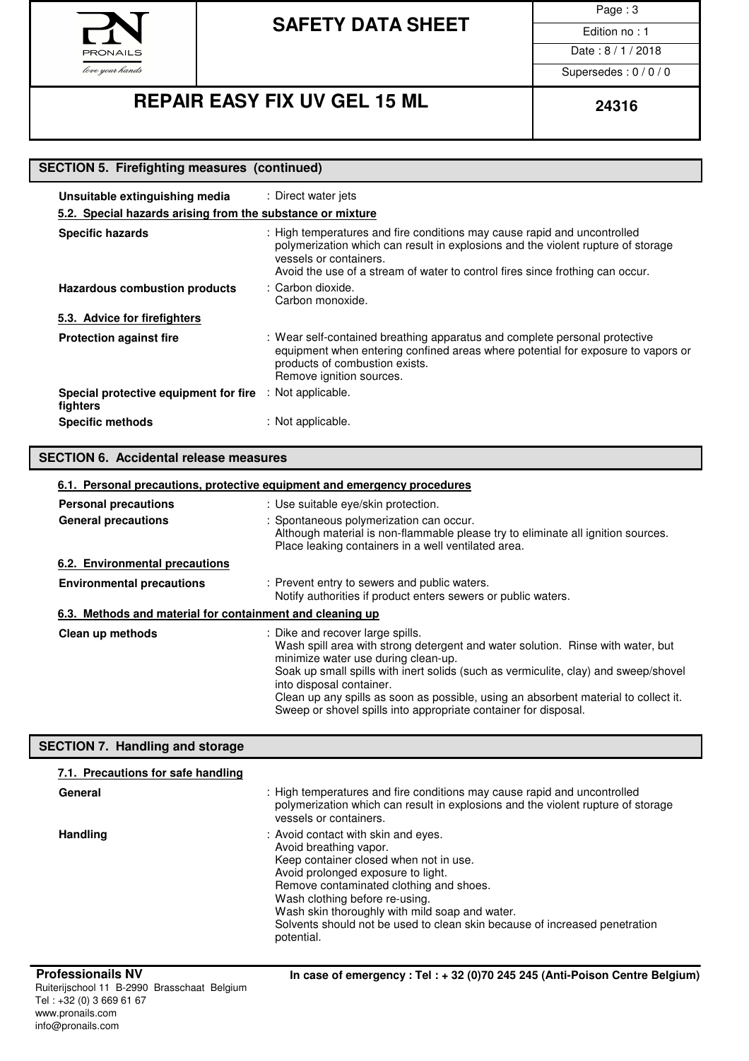## SECTION 5. Firefighting measures (continued)

**Unsuitable extinguishing media** : Direct water jets

### 5.2. Special hazards arising from the substance or mixture

**Specific hazards** : High temperatures and fire conditions may cause rapid and uncontrolled polymerization which can result in explosions and the violent rupture of storage vessels or containers.
Avoid the use of a stream of water to control fires since frothing can occur.

**Hazardous combustion products** : Carbon dioxide.
Carbon monoxide.

### 5.3. Advice for firefighters

**Protection against fire** : Wear self-contained breathing apparatus and complete personal protective equipment when entering confined areas where potential for exposure to vapors or products of combustion exists.
Remove ignition sources.

**Special protective equipment for fire fighters** : Not applicable.

**Specific methods** : Not applicable.

## SECTION 6. Accidental release measures

### 6.1. Personal precautions, protective equipment and emergency procedures

**Personal precautions** : Use suitable eye/skin protection.

**General precautions** : Spontaneous polymerization can occur.
Although material is non-flammable please try to eliminate all ignition sources.
Place leaking containers in a well ventilated area.

### 6.2. Environmental precautions

**Environmental precautions** : Prevent entry to sewers and public waters.
Notify authorities if product enters sewers or public waters.

### 6.3. Methods and material for containment and cleaning up

**Clean up methods** : Dike and recover large spills.
Wash spill area with strong detergent and water solution. Rinse with water, but minimize water use during clean-up.
Soak up small spills with inert solids (such as vermiculite, clay) and sweep/shovel into disposal container.
Clean up any spills as soon as possible, using an absorbent material to collect it.
Sweep or shovel spills into appropriate container for disposal.

## SECTION 7. Handling and storage

### 7.1. Precautions for safe handling

**General** : High temperatures and fire conditions may cause rapid and uncontrolled polymerization which can result in explosions and the violent rupture of storage vessels or containers.

**Handling** : Avoid contact with skin and eyes.
Avoid breathing vapor.
Keep container closed when not in use.
Avoid prolonged exposure to light.
Remove contaminated clothing and shoes.
Wash clothing before re-using.
Wash skin thoroughly with mild soap and water.
Solvents should not be used to clean skin because of increased penetration potential.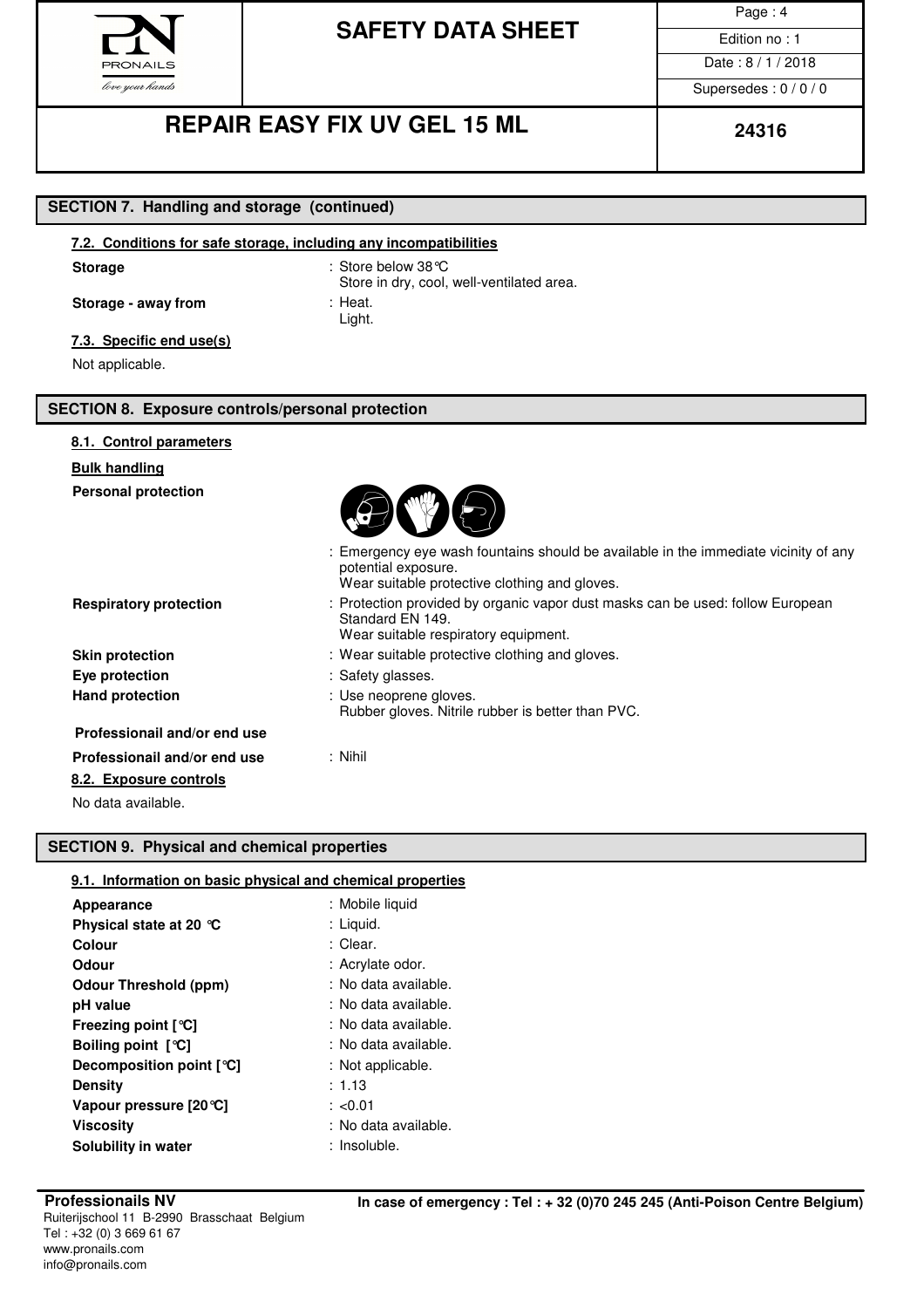## SECTION 7. Handling and storage (continued)

### 7.2. Conditions for safe storage, including any incompatibilities

**Storage** : Store below 38°C
Store in dry, cool, well-ventilated area.

**Storage - away from** : Heat.
Light.

### 7.3. Specific end use(s)

Not applicable.

## SECTION 8. Exposure controls/personal protection

### 8.1. Control parameters

**Bulk handling**

**Personal protection** : Emergency eye wash fountains should be available in the immediate vicinity of any potential exposure.
Wear suitable protective clothing and gloves.

**Respiratory protection** : Protection provided by organic vapor dust masks can be used: follow European Standard EN 149.
Wear suitable respiratory equipment.

**Skin protection** : Wear suitable protective clothing and gloves.

**Eye protection** : Safety glasses.

**Hand protection** : Use neoprene gloves.
Rubber gloves. Nitrile rubber is better than PVC.

**Professionail and/or end use**

**Professionail and/or end use** : Nihil

### 8.2. Exposure controls

No data available.

## SECTION 9. Physical and chemical properties

### 9.1. Information on basic physical and chemical properties

| | |
|---|---|
| **Appearance** | : Mobile liquid |
| **Physical state at 20 °C** | : Liquid. |
| **Colour** | : Clear. |
| **Odour** | : Acrylate odor. |
| **Odour Threshold (ppm)** | : No data available. |
| **pH value** | : No data available. |
| **Freezing point [°C]** | : No data available. |
| **Boiling point [°C]** | : No data available. |
| **Decomposition point [°C]** | : Not applicable. |
| **Density** | : 1.13 |
| **Vapour pressure [20°C]** | : <0.01 |
| **Viscosity** | : No data available. |
| **Solubility in water** | : Insoluble. |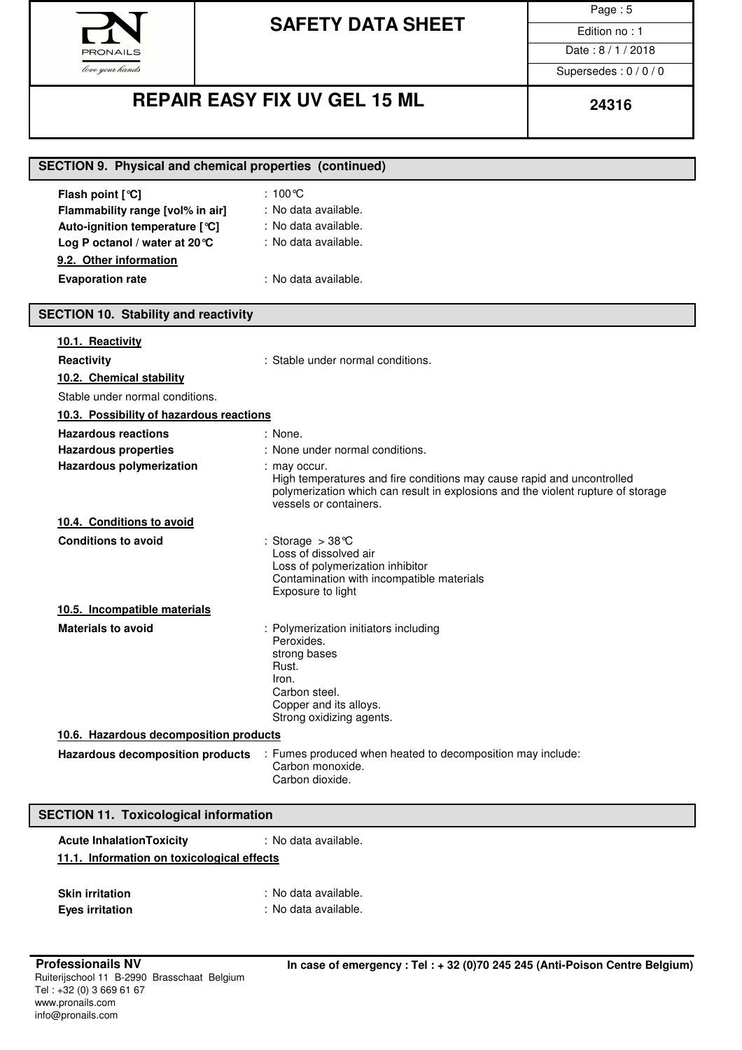## SECTION 9. Physical and chemical properties (continued)

**Flash point [°C]** : 100°C

**Flammability range [vol% in air]** : No data available.

**Auto-ignition temperature [°C]** : No data available.

**Log P octanol / water at 20°C** : No data available.

**9.2. Other information**

**Evaporation rate** : No data available.

## SECTION 10. Stability and reactivity

**10.1. Reactivity**

**Reactivity** : Stable under normal conditions.

**10.2. Chemical stability**

Stable under normal conditions.

**10.3. Possibility of hazardous reactions**

**Hazardous reactions** : None.

**Hazardous properties** : None under normal conditions.

**Hazardous polymerization** : may occur.
High temperatures and fire conditions may cause rapid and uncontrolled polymerization which can result in explosions and the violent rupture of storage vessels or containers.

**10.4. Conditions to avoid**

**Conditions to avoid** : Storage > 38°C
Loss of dissolved air
Loss of polymerization inhibitor
Contamination with incompatible materials
Exposure to light

**10.5. Incompatible materials**

**Materials to avoid** : Polymerization initiators including
Peroxides.
strong bases
Rust.
Iron.
Carbon steel.
Copper and its alloys.
Strong oxidizing agents.

**10.6. Hazardous decomposition products**

**Hazardous decomposition products** : Fumes produced when heated to decomposition may include:
Carbon monoxide.
Carbon dioxide.

## SECTION 11. Toxicological information

**Acute InhalationToxicity** : No data available.

**11.1. Information on toxicological effects**

**Skin irritation** : No data available.

**Eyes irritation** : No data available.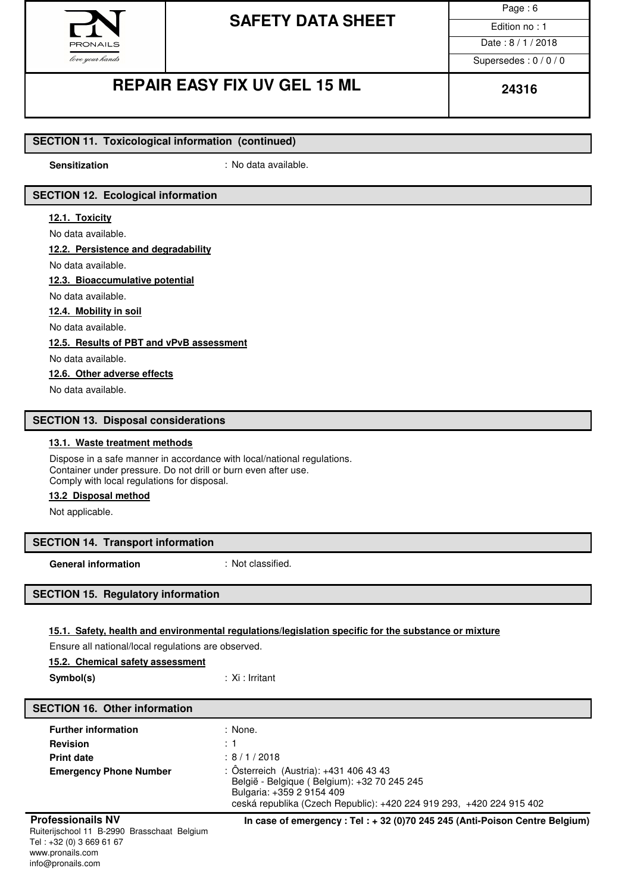## SECTION 11. Toxicological information (continued)

**Sensitization** : No data available.

## SECTION 12. Ecological information

### 12.1. Toxicity

No data available.

### 12.2. Persistence and degradability

No data available.

### 12.3. Bioaccumulative potential

No data available.

### 12.4. Mobility in soil

No data available.

### 12.5. Results of PBT and vPvB assessment

No data available.

### 12.6. Other adverse effects

No data available.

## SECTION 13. Disposal considerations

### 13.1. Waste treatment methods

Dispose in a safe manner in accordance with local/national regulations.
Container under pressure. Do not drill or burn even after use.
Comply with local regulations for disposal.

### 13.2 Disposal method

Not applicable.

## SECTION 14. Transport information

**General information** : Not classified.

## SECTION 15. Regulatory information

### 15.1. Safety, health and environmental regulations/legislation specific for the substance or mixture

Ensure all national/local regulations are observed.

### 15.2. Chemical safety assessment

**Symbol(s)** : Xi : Irritant

## SECTION 16. Other information

**Further information** : None.

**Revision** : 1

**Print date** : 8 / 1 / 2018

**Emergency Phone Number** : Ôsterreich (Austria): +431 406 43 43
België - Belgique ( Belgium): +32 70 245 245
Bulgaria: +359 2 9154 409
ceská republika (Czech Republic): +420 224 919 293, +420 224 915 402

**Professionails NV**
Ruiterijschool 11 B-2990 Brasschaat Belgium
Tel : +32 (0) 3 669 61 67
www.pronails.com
info@pronails.com

**In case of emergency : Tel : + 32 (0)70 245 245 (Anti-Poison Centre Belgium)**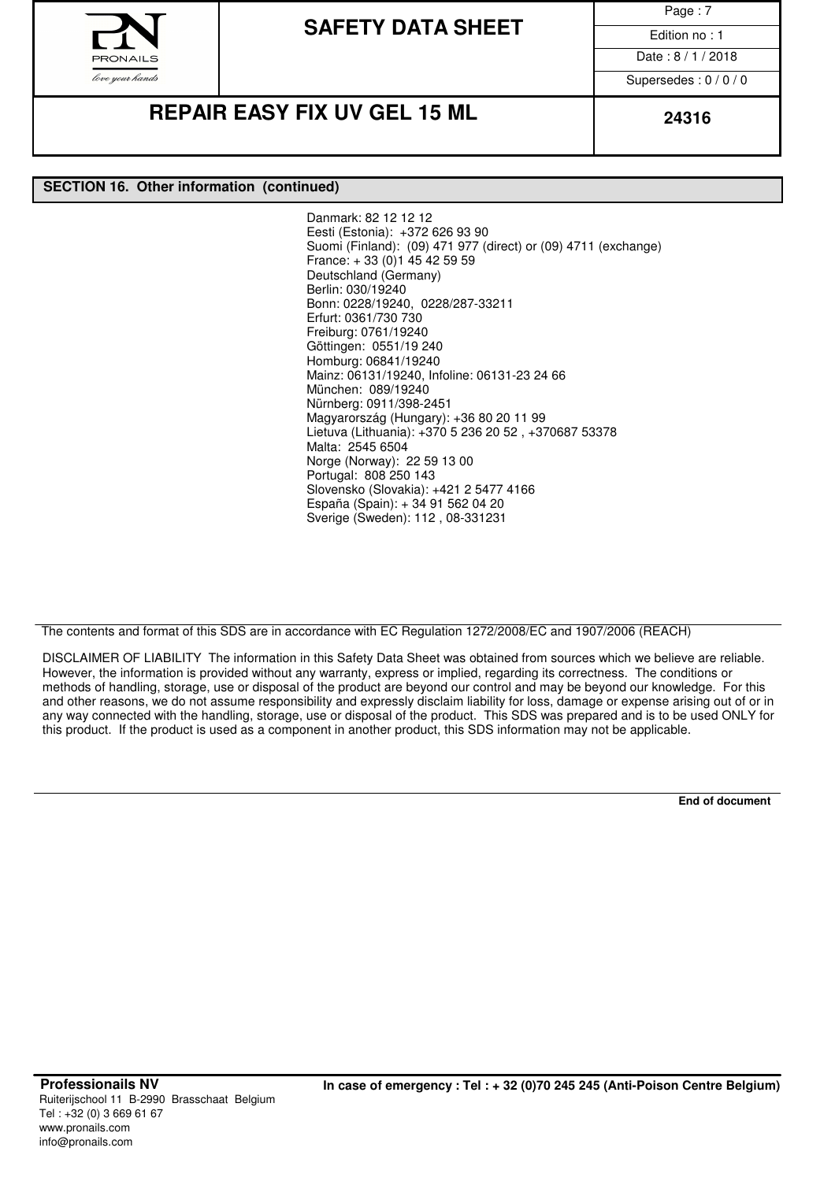## SECTION 16. Other information (continued)

Danmark: 82 12 12 12
Eesti (Estonia): +372 626 93 90
Suomi (Finland): (09) 471 977 (direct) or (09) 4711 (exchange)
France: + 33 (0)1 45 42 59 59
Deutschland (Germany)
Berlin: 030/19240
Bonn: 0228/19240, 0228/287-33211
Erfurt: 0361/730 730
Freiburg: 0761/19240
Göttingen: 0551/19 240
Homburg: 06841/19240
Mainz: 06131/19240, Infoline: 06131-23 24 66
München: 089/19240
Nürnberg: 0911/398-2451
Magyarország (Hungary): +36 80 20 11 99
Lietuva (Lithuania): +370 5 236 20 52 , +370687 53378
Malta: 2545 6504
Norge (Norway): 22 59 13 00
Portugal: 808 250 143
Slovensko (Slovakia): +421 2 5477 4166
España (Spain): + 34 91 562 04 20
Sverige (Sweden): 112 , 08-331231

The contents and format of this SDS are in accordance with EC Regulation 1272/2008/EC and 1907/2006 (REACH)

DISCLAIMER OF LIABILITY The information in this Safety Data Sheet was obtained from sources which we believe are reliable. However, the information is provided without any warranty, express or implied, regarding its correctness. The conditions or methods of handling, storage, use or disposal of the product are beyond our control and may be beyond our knowledge. For this and other reasons, we do not assume responsibility and expressly disclaim liability for loss, damage or expense arising out of or in any way connected with the handling, storage, use or disposal of the product. This SDS was prepared and is to be used ONLY for this product. If the product is used as a component in another product, this SDS information may not be applicable.

**End of document**